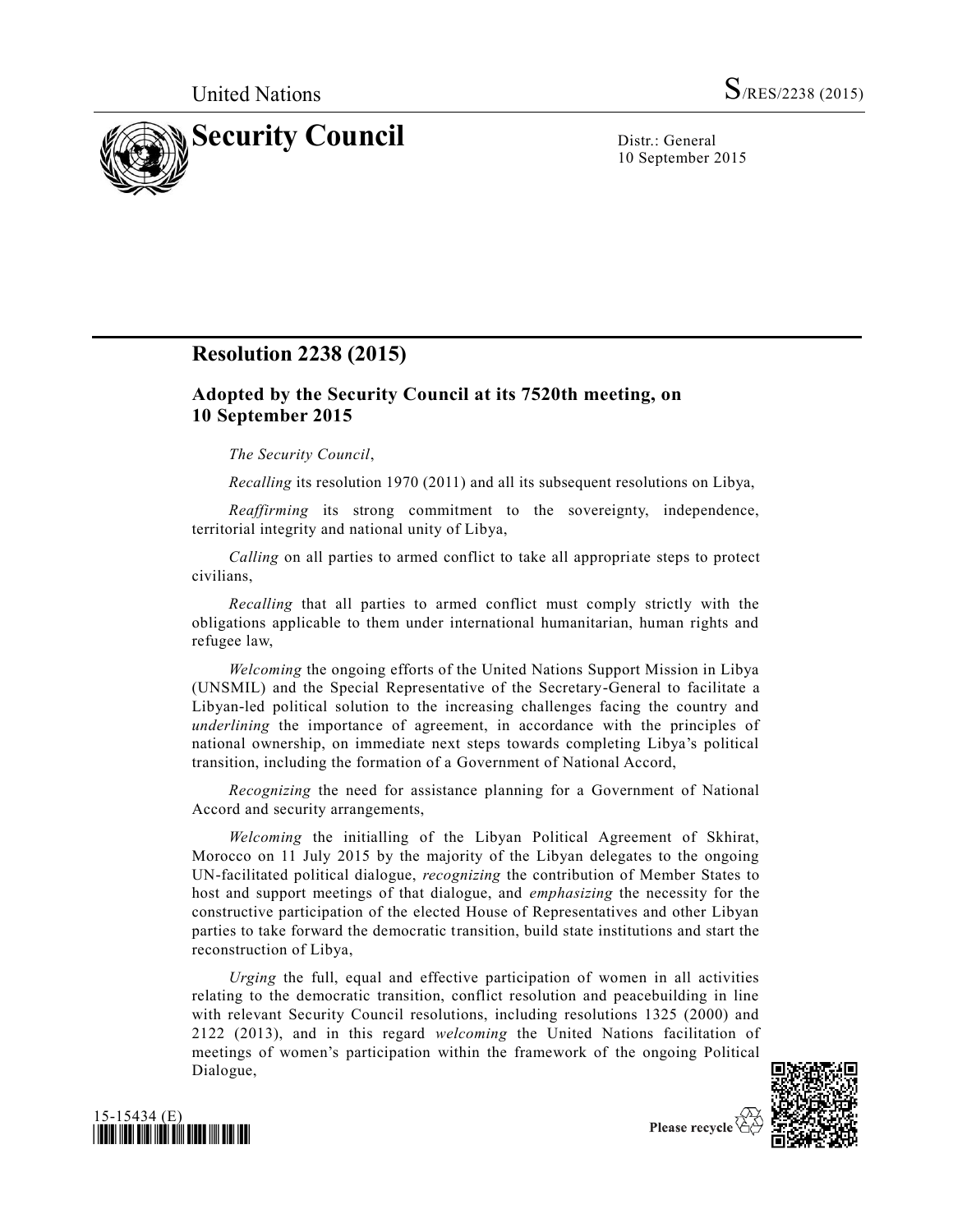United Nations S/RES/2238 (2015)

# Security Council

Distr.: General
10 September 2015

## Resolution 2238 (2015)

### Adopted by the Security Council at its 7520th meeting, on 10 September 2015

*The Security Council*,

*Recalling* its resolution 1970 (2011) and all its subsequent resolutions on Libya,

*Reaffirming* its strong commitment to the sovereignty, independence, territorial integrity and national unity of Libya,

*Calling* on all parties to armed conflict to take all appropriate steps to protect civilians,

*Recalling* that all parties to armed conflict must comply strictly with the obligations applicable to them under international humanitarian, human rights and refugee law,

*Welcoming* the ongoing efforts of the United Nations Support Mission in Libya (UNSMIL) and the Special Representative of the Secretary-General to facilitate a Libyan-led political solution to the increasing challenges facing the country and *underlining* the importance of agreement, in accordance with the principles of national ownership, on immediate next steps towards completing Libya's political transition, including the formation of a Government of National Accord,

*Recognizing* the need for assistance planning for a Government of National Accord and security arrangements,

*Welcoming* the initialling of the Libyan Political Agreement of Skhirat, Morocco on 11 July 2015 by the majority of the Libyan delegates to the ongoing UN-facilitated political dialogue, *recognizing* the contribution of Member States to host and support meetings of that dialogue, and *emphasizing* the necessity for the constructive participation of the elected House of Representatives and other Libyan parties to take forward the democratic transition, build state institutions and start the reconstruction of Libya,

*Urging* the full, equal and effective participation of women in all activities relating to the democratic transition, conflict resolution and peacebuilding in line with relevant Security Council resolutions, including resolutions 1325 (2000) and 2122 (2013), and in this regard *welcoming* the United Nations facilitation of meetings of women's participation within the framework of the ongoing Political Dialogue,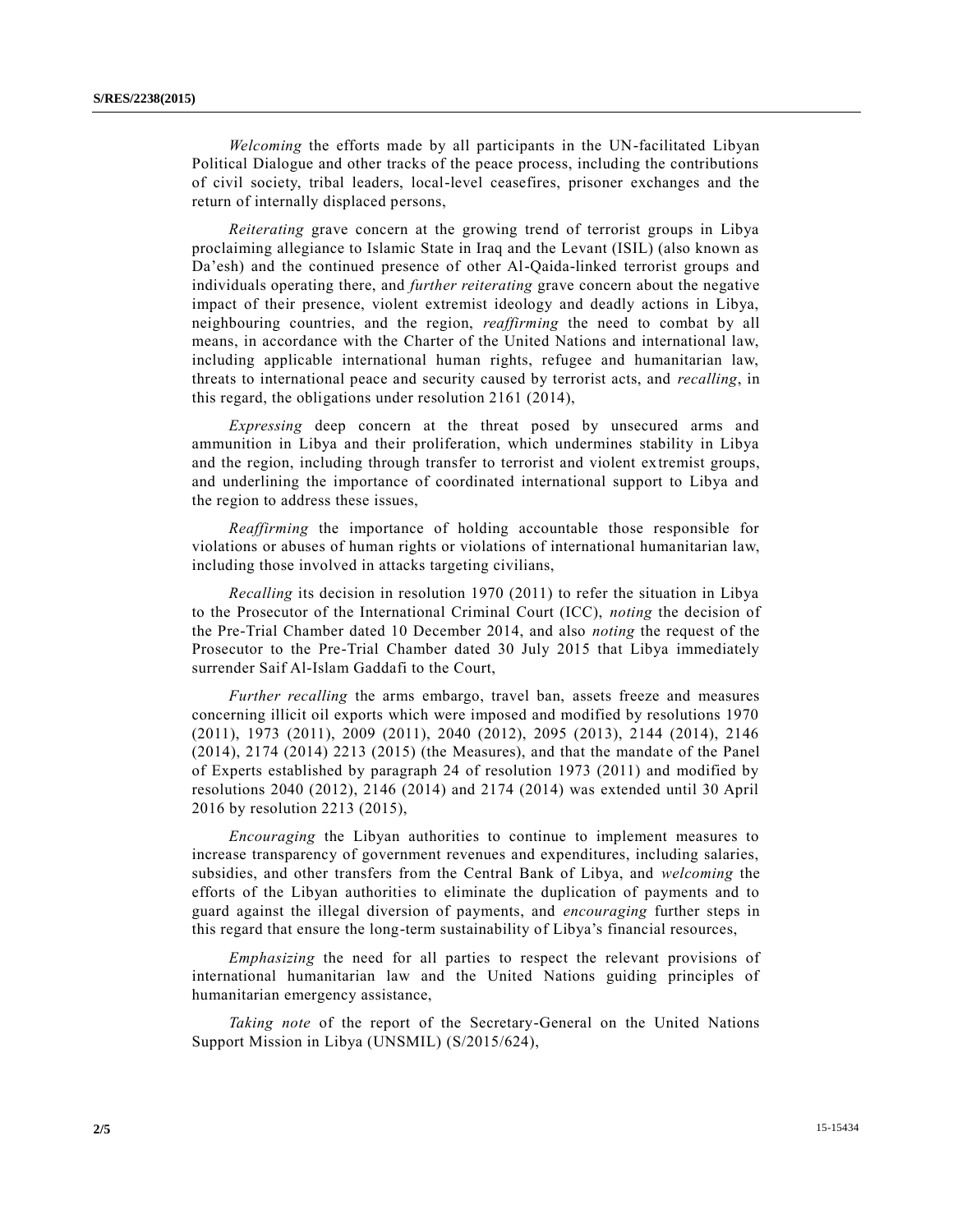*Welcoming* the efforts made by all participants in the UN-facilitated Libyan Political Dialogue and other tracks of the peace process, including the contributions of civil society, tribal leaders, local-level ceasefires, prisoner exchanges and the return of internally displaced persons,

*Reiterating* grave concern at the growing trend of terrorist groups in Libya proclaiming allegiance to Islamic State in Iraq and the Levant (ISIL) (also known as Da'esh) and the continued presence of other Al-Qaida-linked terrorist groups and individuals operating there, and *further reiterating* grave concern about the negative impact of their presence, violent extremist ideology and deadly actions in Libya, neighbouring countries, and the region, *reaffirming* the need to combat by all means, in accordance with the Charter of the United Nations and international law, including applicable international human rights, refugee and humanitarian law, threats to international peace and security caused by terrorist acts, and *recalling*, in this regard, the obligations under resolution 2161 (2014),

*Expressing* deep concern at the threat posed by unsecured arms and ammunition in Libya and their proliferation, which undermines stability in Libya and the region, including through transfer to terrorist and violent extremist groups, and underlining the importance of coordinated international support to Libya and the region to address these issues,

*Reaffirming* the importance of holding accountable those responsible for violations or abuses of human rights or violations of international humanitarian law, including those involved in attacks targeting civilians,

*Recalling* its decision in resolution 1970 (2011) to refer the situation in Libya to the Prosecutor of the International Criminal Court (ICC), *noting* the decision of the Pre-Trial Chamber dated 10 December 2014, and also *noting* the request of the Prosecutor to the Pre-Trial Chamber dated 30 July 2015 that Libya immediately surrender Saif Al-Islam Gaddafi to the Court,

*Further recalling* the arms embargo, travel ban, assets freeze and measures concerning illicit oil exports which were imposed and modified by resolutions 1970 (2011), 1973 (2011), 2009 (2011), 2040 (2012), 2095 (2013), 2144 (2014), 2146 (2014), 2174 (2014) 2213 (2015) (the Measures), and that the mandate of the Panel of Experts established by paragraph 24 of resolution 1973 (2011) and modified by resolutions 2040 (2012), 2146 (2014) and 2174 (2014) was extended until 30 April 2016 by resolution 2213 (2015),

*Encouraging* the Libyan authorities to continue to implement measures to increase transparency of government revenues and expenditures, including salaries, subsidies, and other transfers from the Central Bank of Libya, and *welcoming* the efforts of the Libyan authorities to eliminate the duplication of payments and to guard against the illegal diversion of payments, and *encouraging* further steps in this regard that ensure the long-term sustainability of Libya's financial resources,

*Emphasizing* the need for all parties to respect the relevant provisions of international humanitarian law and the United Nations guiding principles of humanitarian emergency assistance,

*Taking note* of the report of the Secretary-General on the United Nations Support Mission in Libya (UNSMIL) (S/2015/624),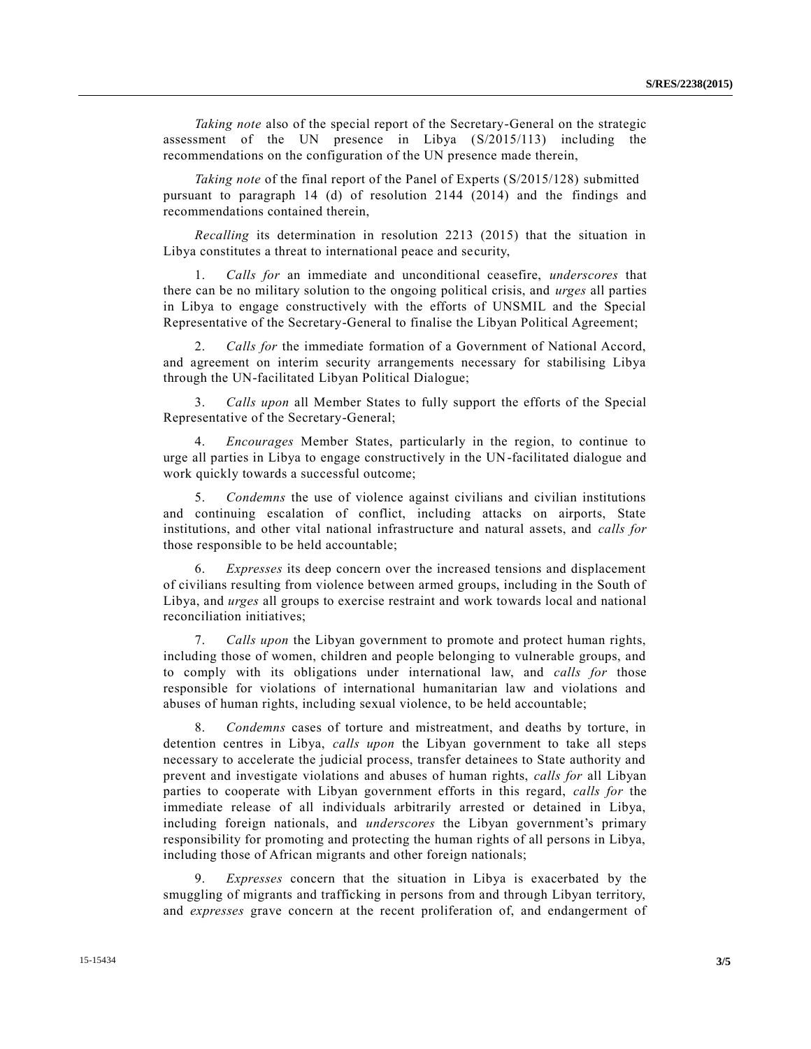*Taking note* also of the special report of the Secretary-General on the strategic assessment of the UN presence in Libya (S/2015/113) including the recommendations on the configuration of the UN presence made therein,

*Taking note* of the final report of the Panel of Experts (S/2015/128) submitted pursuant to paragraph 14 (d) of resolution 2144 (2014) and the findings and recommendations contained therein,

*Recalling* its determination in resolution 2213 (2015) that the situation in Libya constitutes a threat to international peace and security,

1. *Calls for* an immediate and unconditional ceasefire, *underscores* that there can be no military solution to the ongoing political crisis, and *urges* all parties in Libya to engage constructively with the efforts of UNSMIL and the Special Representative of the Secretary-General to finalise the Libyan Political Agreement;

2. *Calls for* the immediate formation of a Government of National Accord, and agreement on interim security arrangements necessary for stabilising Libya through the UN-facilitated Libyan Political Dialogue;

3. *Calls upon* all Member States to fully support the efforts of the Special Representative of the Secretary-General;

4. *Encourages* Member States, particularly in the region, to continue to urge all parties in Libya to engage constructively in the UN-facilitated dialogue and work quickly towards a successful outcome;

5. *Condemns* the use of violence against civilians and civilian institutions and continuing escalation of conflict, including attacks on airports, State institutions, and other vital national infrastructure and natural assets, and *calls for* those responsible to be held accountable;

6. *Expresses* its deep concern over the increased tensions and displacement of civilians resulting from violence between armed groups, including in the South of Libya, and *urges* all groups to exercise restraint and work towards local and national reconciliation initiatives;

7. *Calls upon* the Libyan government to promote and protect human rights, including those of women, children and people belonging to vulnerable groups, and to comply with its obligations under international law, and *calls for* those responsible for violations of international humanitarian law and violations and abuses of human rights, including sexual violence, to be held accountable;

8. *Condemns* cases of torture and mistreatment, and deaths by torture, in detention centres in Libya, *calls upon* the Libyan government to take all steps necessary to accelerate the judicial process, transfer detainees to State authority and prevent and investigate violations and abuses of human rights, *calls for* all Libyan parties to cooperate with Libyan government efforts in this regard, *calls for* the immediate release of all individuals arbitrarily arrested or detained in Libya, including foreign nationals, and *underscores* the Libyan government's primary responsibility for promoting and protecting the human rights of all persons in Libya, including those of African migrants and other foreign nationals;

9. *Expresses* concern that the situation in Libya is exacerbated by the smuggling of migrants and trafficking in persons from and through Libyan territory, and *expresses* grave concern at the recent proliferation of, and endangerment of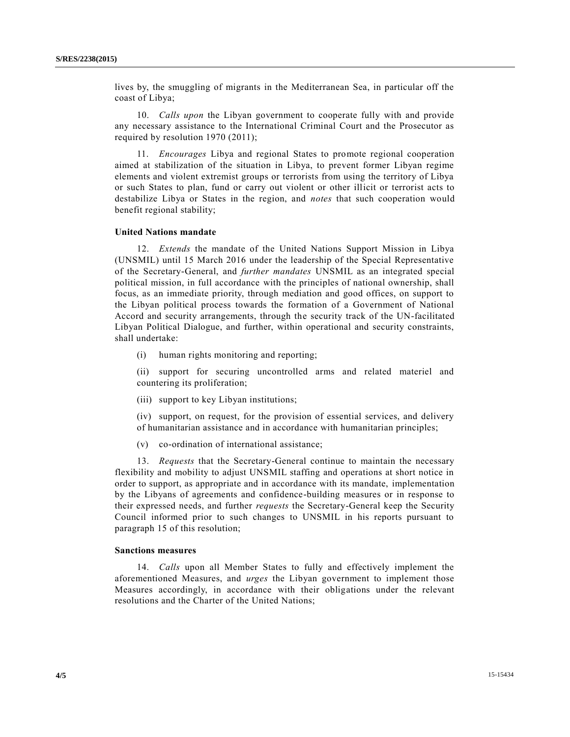lives by, the smuggling of migrants in the Mediterranean Sea, in particular off the coast of Libya;

10. *Calls upon* the Libyan government to cooperate fully with and provide any necessary assistance to the International Criminal Court and the Prosecutor as required by resolution 1970 (2011);

11. *Encourages* Libya and regional States to promote regional cooperation aimed at stabilization of the situation in Libya, to prevent former Libyan regime elements and violent extremist groups or terrorists from using the territory of Libya or such States to plan, fund or carry out violent or other illicit or terrorist acts to destabilize Libya or States in the region, and *notes* that such cooperation would benefit regional stability;

**United Nations mandate**

12. *Extends* the mandate of the United Nations Support Mission in Libya (UNSMIL) until 15 March 2016 under the leadership of the Special Representative of the Secretary-General, and *further mandates* UNSMIL as an integrated special political mission, in full accordance with the principles of national ownership, shall focus, as an immediate priority, through mediation and good offices, on support to the Libyan political process towards the formation of a Government of National Accord and security arrangements, through the security track of the UN-facilitated Libyan Political Dialogue, and further, within operational and security constraints, shall undertake:

(i) human rights monitoring and reporting;

(ii) support for securing uncontrolled arms and related materiel and countering its proliferation;

(iii) support to key Libyan institutions;

(iv) support, on request, for the provision of essential services, and delivery of humanitarian assistance and in accordance with humanitarian principles;

(v) co-ordination of international assistance;

13. *Requests* that the Secretary-General continue to maintain the necessary flexibility and mobility to adjust UNSMIL staffing and operations at short notice in order to support, as appropriate and in accordance with its mandate, implementation by the Libyans of agreements and confidence-building measures or in response to their expressed needs, and further *requests* the Secretary-General keep the Security Council informed prior to such changes to UNSMIL in his reports pursuant to paragraph 15 of this resolution;

**Sanctions measures**

14. *Calls* upon all Member States to fully and effectively implement the aforementioned Measures, and *urges* the Libyan government to implement those Measures accordingly, in accordance with their obligations under the relevant resolutions and the Charter of the United Nations;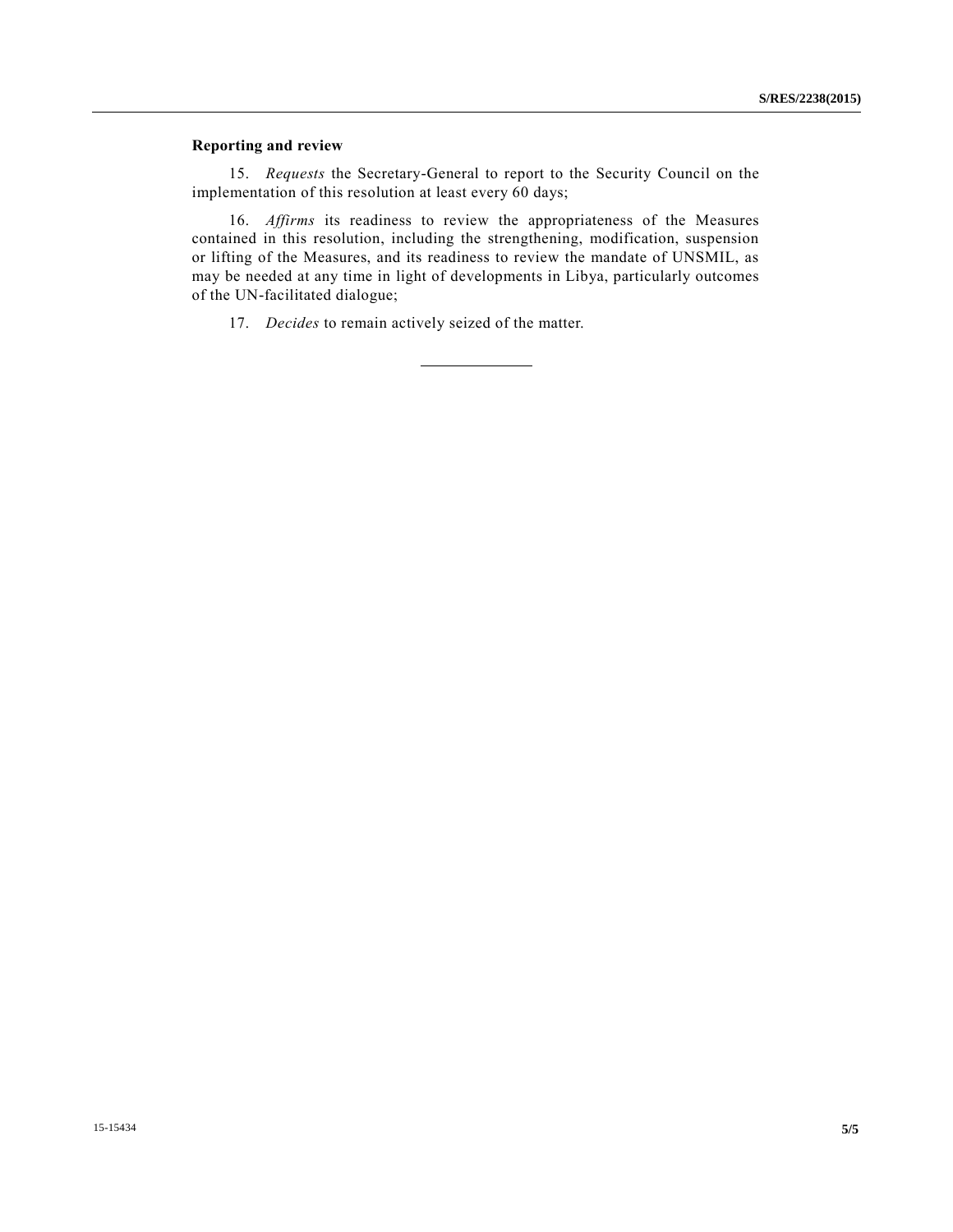### Reporting and review

15. *Requests* the Secretary-General to report to the Security Council on the implementation of this resolution at least every 60 days;

16. *Affirms* its readiness to review the appropriateness of the Measures contained in this resolution, including the strengthening, modification, suspension or lifting of the Measures, and its readiness to review the mandate of UNSMIL, as may be needed at any time in light of developments in Libya, particularly outcomes of the UN-facilitated dialogue;

17. *Decides* to remain actively seized of the matter.